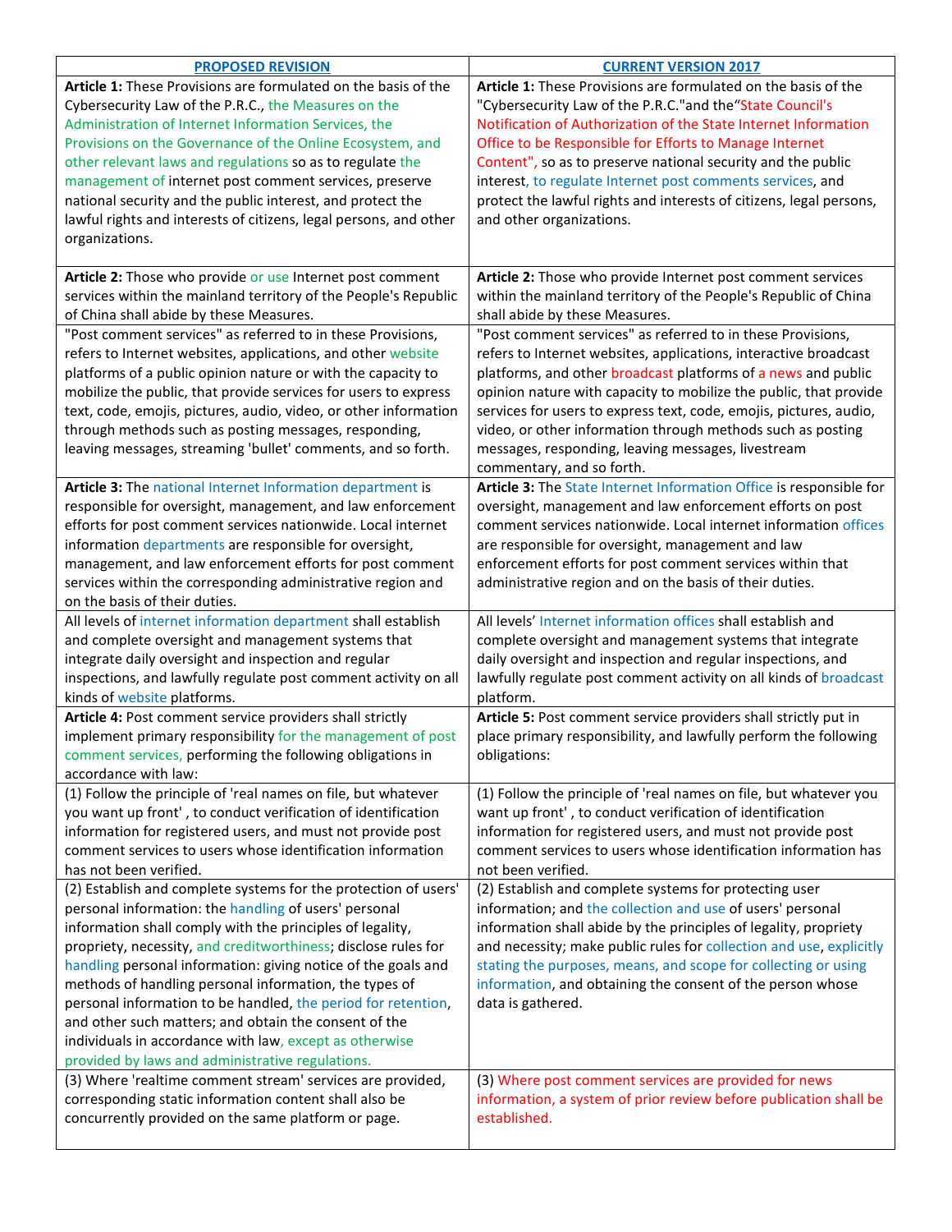| PROPOSED REVISION | CURRENT VERSION 2017 |
|---|---|
| **Article 1:** These Provisions are formulated on the basis of the Cybersecurity Law of the P.R.C., the Measures on the Administration of Internet Information Services, the Provisions on the Governance of the Online Ecosystem, and other relevant laws and regulations so as to regulate the management of internet post comment services, preserve national security and the public interest, and protect the lawful rights and interests of citizens, legal persons, and other organizations. | **Article 1:** These Provisions are formulated on the basis of the "Cybersecurity Law of the P.R.C."and the"State Council's Notification of Authorization of the State Internet Information Office to be Responsible for Efforts to Manage Internet Content", so as to preserve national security and the public interest, to regulate Internet post comments services, and protect the lawful rights and interests of citizens, legal persons, and other organizations. |
| **Article 2:** Those who provide or use Internet post comment services within the mainland territory of the People's Republic of China shall abide by these Measures. | **Article 2:** Those who provide Internet post comment services within the mainland territory of the People's Republic of China shall abide by these Measures. |
| "Post comment services" as referred to in these Provisions, refers to Internet websites, applications, and other website platforms of a public opinion nature or with the capacity to mobilize the public, that provide services for users to express text, code, emojis, pictures, audio, video, or other information through methods such as posting messages, responding, leaving messages, streaming 'bullet' comments, and so forth. | "Post comment services" as referred to in these Provisions, refers to Internet websites, applications, interactive broadcast platforms, and other broadcast platforms of a news and public opinion nature with capacity to mobilize the public, that provide services for users to express text, code, emojis, pictures, audio, video, or other information through methods such as posting messages, responding, leaving messages, livestream commentary, and so forth. |
| **Article 3:** The national Internet Information department is responsible for oversight, management, and law enforcement efforts for post comment services nationwide. Local internet information departments are responsible for oversight, management, and law enforcement efforts for post comment services within the corresponding administrative region and on the basis of their duties. | **Article 3:** The State Internet Information Office is responsible for oversight, management and law enforcement efforts on post comment services nationwide. Local internet information offices are responsible for oversight, management and law enforcement efforts for post comment services within that administrative region and on the basis of their duties. |
| All levels of internet information department shall establish and complete oversight and management systems that integrate daily oversight and inspection and regular inspections, and lawfully regulate post comment activity on all kinds of website platforms. | All levels' Internet information offices shall establish and complete oversight and management systems that integrate daily oversight and inspection and regular inspections, and lawfully regulate post comment activity on all kinds of broadcast platform. |
| **Article 4:** Post comment service providers shall strictly implement primary responsibility for the management of post comment services, performing the following obligations in accordance with law: | **Article 5:** Post comment service providers shall strictly put in place primary responsibility, and lawfully perform the following obligations: |
| (1) Follow the principle of 'real names on file, but whatever you want up front' , to conduct verification of identification information for registered users, and must not provide post comment services to users whose identification information has not been verified. | (1) Follow the principle of 'real names on file, but whatever you want up front' , to conduct verification of identification information for registered users, and must not provide post comment services to users whose identification information has not been verified. |
| (2) Establish and complete systems for the protection of users' personal information: the handling of users' personal information shall comply with the principles of legality, propriety, necessity, and creditworthiness; disclose rules for handling personal information: giving notice of the goals and methods of handling personal information, the types of personal information to be handled, the period for retention, and other such matters; and obtain the consent of the individuals in accordance with law, except as otherwise provided by laws and administrative regulations. | (2) Establish and complete systems for protecting user information; and the collection and use of users' personal information shall abide by the principles of legality, propriety and necessity; make public rules for collection and use, explicitly stating the purposes, means, and scope for collecting or using information, and obtaining the consent of the person whose data is gathered. |
| (3) Where 'realtime comment stream' services are provided, corresponding static information content shall also be concurrently provided on the same platform or page. | (3) Where post comment services are provided for news information, a system of prior review before publication shall be established. |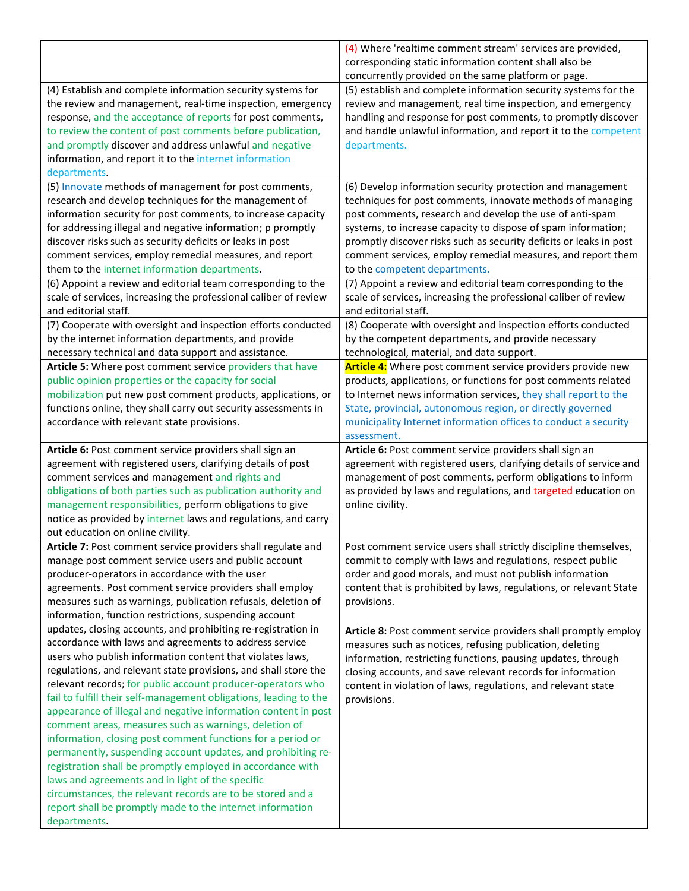| | |
|---|---|
| | (4) Where 'realtime comment stream' services are provided, corresponding static information content shall also be concurrently provided on the same platform or page. |
| (4) Establish and complete information security systems for the review and management, real-time inspection, emergency response, and the acceptance of reports for post comments, to review the content of post comments before publication, and promptly discover and address unlawful and negative information, and report it to the internet information departments. | (5) establish and complete information security systems for the review and management, real time inspection, and emergency handling and response for post comments, to promptly discover and handle unlawful information, and report it to the competent departments. |
| (5) Innovate methods of management for post comments, research and develop techniques for the management of information security for post comments, to increase capacity for addressing illegal and negative information; p promptly discover risks such as security deficits or leaks in post comment services, employ remedial measures, and report them to the internet information departments. | (6) Develop information security protection and management techniques for post comments, innovate methods of managing post comments, research and develop the use of anti-spam systems, to increase capacity to dispose of spam information; promptly discover risks such as security deficits or leaks in post comment services, employ remedial measures, and report them to the competent departments. |
| (6) Appoint a review and editorial team corresponding to the scale of services, increasing the professional caliber of review and editorial staff. | (7) Appoint a review and editorial team corresponding to the scale of services, increasing the professional caliber of review and editorial staff. |
| (7) Cooperate with oversight and inspection efforts conducted by the internet information departments, and provide necessary technical and data support and assistance. | (8) Cooperate with oversight and inspection efforts conducted by the competent departments, and provide necessary technological, material, and data support. |
| **Article 5:** Where post comment service providers that have public opinion properties or the capacity for social mobilization put new post comment products, applications, or functions online, they shall carry out security assessments in accordance with relevant state provisions. | **Article 4:** Where post comment service providers provide new products, applications, or functions for post comments related to Internet news information services, they shall report to the State, provincial, autonomous region, or directly governed municipality Internet information offices to conduct a security assessment. |
| **Article 6:** Post comment service providers shall sign an agreement with registered users, clarifying details of post comment services and management and rights and obligations of both parties such as publication authority and management responsibilities, perform obligations to give notice as provided by internet laws and regulations, and carry out education on online civility. | **Article 6:** Post comment service providers shall sign an agreement with registered users, clarifying details of service and management of post comments, perform obligations to inform as provided by laws and regulations, and targeted education on online civility. |
| **Article 7:** Post comment service providers shall regulate and manage post comment service users and public account producer-operators in accordance with the user agreements. Post comment service providers shall employ measures such as warnings, publication refusals, deletion of information, function restrictions, suspending account updates, closing accounts, and prohibiting re-registration in accordance with laws and agreements to address service users who publish information content that violates laws, regulations, and relevant state provisions, and shall store the relevant records; for public account producer-operators who fail to fulfill their self-management obligations, leading to the appearance of illegal and negative information content in post comment areas, measures such as warnings, deletion of information, closing post comment functions for a period or permanently, suspending account updates, and prohibiting re-registration shall be promptly employed in accordance with laws and agreements and in light of the specific circumstances, the relevant records are to be stored and a report shall be promptly made to the internet information departments. | Post comment service users shall strictly discipline themselves, commit to comply with laws and regulations, respect public order and good morals, and must not publish information content that is prohibited by laws, regulations, or relevant State provisions.<br><br>**Article 8:** Post comment service providers shall promptly employ measures such as notices, refusing publication, deleting information, restricting functions, pausing updates, through closing accounts, and save relevant records for information content in violation of laws, regulations, and relevant state provisions. |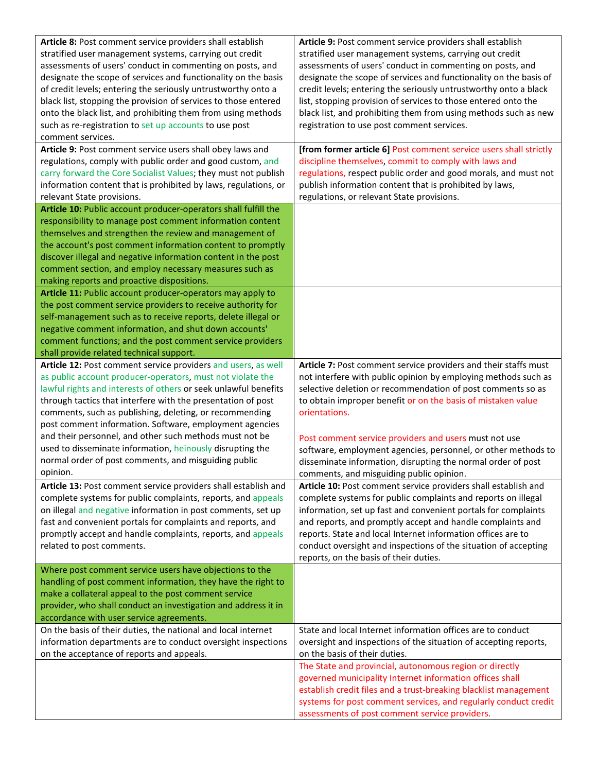| | |
|---|---|
| **Article 8:** Post comment service providers shall establish stratified user management systems, carrying out credit assessments of users' conduct in commenting on posts, and designate the scope of services and functionality on the basis of credit levels; entering the seriously untrustworthy onto a black list, stopping the provision of services to those entered onto the black list, and prohibiting them from using methods such as re-registration to set up accounts to use post comment services. | **Article 9:** Post comment service providers shall establish stratified user management systems, carrying out credit assessments of users' conduct in commenting on posts, and designate the scope of services and functionality on the basis of credit levels; entering the seriously untrustworthy onto a black list, stopping provision of services to those entered onto the black list, and prohibiting them from using methods such as new registration to use post comment services. |
| **Article 9:** Post comment service users shall obey laws and regulations, comply with public order and good custom, and carry forward the Core Socialist Values; they must not publish information content that is prohibited by laws, regulations, or relevant State provisions. | **[from former article 6]** Post comment service users shall strictly discipline themselves, commit to comply with laws and regulations, respect public order and good morals, and must not publish information content that is prohibited by laws, regulations, or relevant State provisions. |
| **Article 10:** Public account producer-operators shall fulfill the responsibility to manage post comment information content themselves and strengthen the review and management of the account's post comment information content to promptly discover illegal and negative information content in the post comment section, and employ necessary measures such as making reports and proactive dispositions. | |
| **Article 11:** Public account producer-operators may apply to the post comment service providers to receive authority for self-management such as to receive reports, delete illegal or negative comment information, and shut down accounts' comment functions; and the post comment service providers shall provide related technical support. | |
| **Article 12:** Post comment service providers and users, as well as public account producer-operators, must not violate the lawful rights and interests of others or seek unlawful benefits through tactics that interfere with the presentation of post comments, such as publishing, deleting, or recommending post comment information. Software, employment agencies and their personnel, and other such methods must not be used to disseminate information, heinously disrupting the normal order of post comments, and misguiding public opinion. | **Article 7:** Post comment service providers and their staffs must not interfere with public opinion by employing methods such as selective deletion or recommendation of post comments so as to obtain improper benefit or on the basis of mistaken value orientations.<br><br>Post comment service providers and users must not use software, employment agencies, personnel, or other methods to disseminate information, disrupting the normal order of post comments, and misguiding public opinion. |
| **Article 13:** Post comment service providers shall establish and complete systems for public complaints, reports, and appeals on illegal and negative information in post comments, set up fast and convenient portals for complaints and reports, and promptly accept and handle complaints, reports, and appeals related to post comments. | **Article 10:** Post comment service providers shall establish and complete systems for public complaints and reports on illegal information, set up fast and convenient portals for complaints and reports, and promptly accept and handle complaints and reports. State and local Internet information offices are to conduct oversight and inspections of the situation of accepting reports, on the basis of their duties. |
| Where post comment service users have objections to the handling of post comment information, they have the right to make a collateral appeal to the post comment service provider, who shall conduct an investigation and address it in accordance with user service agreements. | |
| On the basis of their duties, the national and local internet information departments are to conduct oversight inspections on the acceptance of reports and appeals. | State and local Internet information offices are to conduct oversight and inspections of the situation of accepting reports, on the basis of their duties. |
| | The State and provincial, autonomous region or directly governed municipality Internet information offices shall establish credit files and a trust-breaking blacklist management systems for post comment services, and regularly conduct credit assessments of post comment service providers. |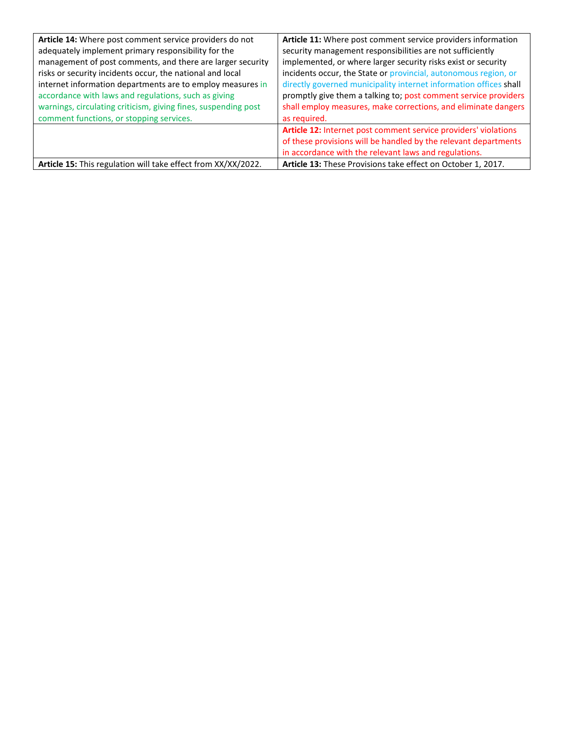| | |
|---|---|
| **Article 14:** Where post comment service providers do not adequately implement primary responsibility for the management of post comments, and there are larger security risks or security incidents occur, the national and local internet information departments are to employ measures in accordance with laws and regulations, such as giving warnings, circulating criticism, giving fines, suspending post comment functions, or stopping services. | **Article 11:** Where post comment service providers information security management responsibilities are not sufficiently implemented, or where larger security risks exist or security incidents occur, the State or provincial, autonomous region, or directly governed municipality internet information offices shall promptly give them a talking to; post comment service providers shall employ measures, make corrections, and eliminate dangers as required. |
| | **Article 12:** Internet post comment service providers' violations of these provisions will be handled by the relevant departments in accordance with the relevant laws and regulations. |
| **Article 15:** This regulation will take effect from XX/XX/2022. | **Article 13:** These Provisions take effect on October 1, 2017. |